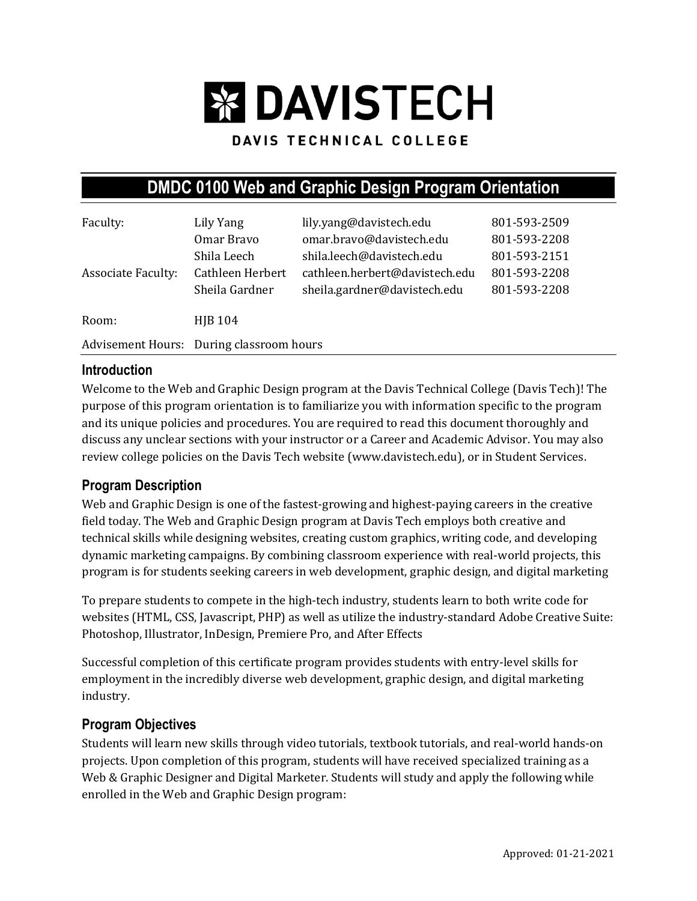# DAVISTECH

DAVIS TECHNICAL COLLEGE

## DMDC 0100 Web and Graphic Design Program Orientation

| | | | |
|---|---|---|---|
| Faculty: | Lily Yang | lily.yang@davistech.edu | 801-593-2509 |
| | Omar Bravo | omar.bravo@davistech.edu | 801-593-2208 |
| | Shila Leech | shila.leech@davistech.edu | 801-593-2151 |
| Associate Faculty: | Cathleen Herbert | cathleen.herbert@davistech.edu | 801-593-2208 |
| | Sheila Gardner | sheila.gardner@davistech.edu | 801-593-2208 |

Room: HJB 104

Advisement Hours: During classroom hours

### Introduction

Welcome to the Web and Graphic Design program at the Davis Technical College (Davis Tech)! The purpose of this program orientation is to familiarize you with information specific to the program and its unique policies and procedures. You are required to read this document thoroughly and discuss any unclear sections with your instructor or a Career and Academic Advisor. You may also review college policies on the Davis Tech website (www.davistech.edu), or in Student Services.

### Program Description

Web and Graphic Design is one of the fastest-growing and highest-paying careers in the creative field today. The Web and Graphic Design program at Davis Tech employs both creative and technical skills while designing websites, creating custom graphics, writing code, and developing dynamic marketing campaigns. By combining classroom experience with real-world projects, this program is for students seeking careers in web development, graphic design, and digital marketing

To prepare students to compete in the high-tech industry, students learn to both write code for websites (HTML, CSS, Javascript, PHP) as well as utilize the industry-standard Adobe Creative Suite: Photoshop, Illustrator, InDesign, Premiere Pro, and After Effects

Successful completion of this certificate program provides students with entry-level skills for employment in the incredibly diverse web development, graphic design, and digital marketing industry.

### Program Objectives

Students will learn new skills through video tutorials, textbook tutorials, and real-world hands-on projects. Upon completion of this program, students will have received specialized training as a Web & Graphic Designer and Digital Marketer. Students will study and apply the following while enrolled in the Web and Graphic Design program:

Approved: 01-21-2021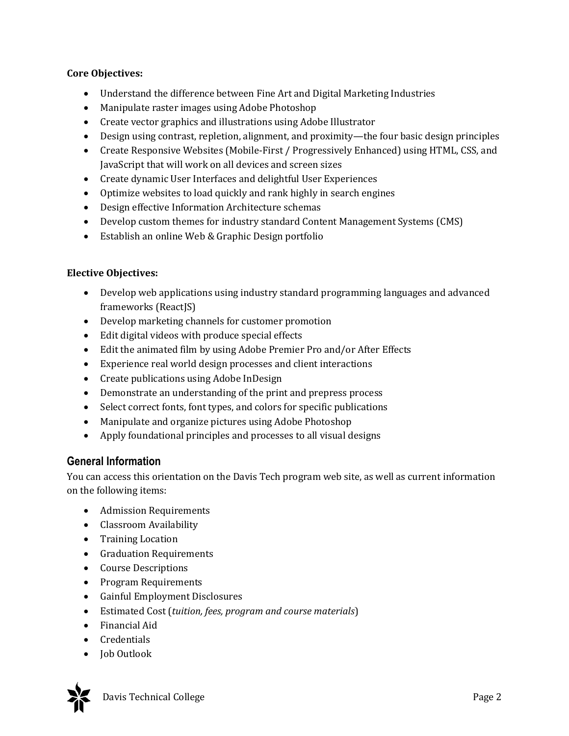**Core Objectives:**

- Understand the difference between Fine Art and Digital Marketing Industries
- Manipulate raster images using Adobe Photoshop
- Create vector graphics and illustrations using Adobe Illustrator
- Design using contrast, repletion, alignment, and proximity—the four basic design principles
- Create Responsive Websites (Mobile-First / Progressively Enhanced) using HTML, CSS, and JavaScript that will work on all devices and screen sizes
- Create dynamic User Interfaces and delightful User Experiences
- Optimize websites to load quickly and rank highly in search engines
- Design effective Information Architecture schemas
- Develop custom themes for industry standard Content Management Systems (CMS)
- Establish an online Web & Graphic Design portfolio

**Elective Objectives:**

- Develop web applications using industry standard programming languages and advanced frameworks (ReactJS)
- Develop marketing channels for customer promotion
- Edit digital videos with produce special effects
- Edit the animated film by using Adobe Premier Pro and/or After Effects
- Experience real world design processes and client interactions
- Create publications using Adobe InDesign
- Demonstrate an understanding of the print and prepress process
- Select correct fonts, font types, and colors for specific publications
- Manipulate and organize pictures using Adobe Photoshop
- Apply foundational principles and processes to all visual designs

## General Information

You can access this orientation on the Davis Tech program web site, as well as current information on the following items:

- Admission Requirements
- Classroom Availability
- Training Location
- Graduation Requirements
- Course Descriptions
- Program Requirements
- Gainful Employment Disclosures
- Estimated Cost (*tuition, fees, program and course materials*)
- Financial Aid
- Credentials
- Job Outlook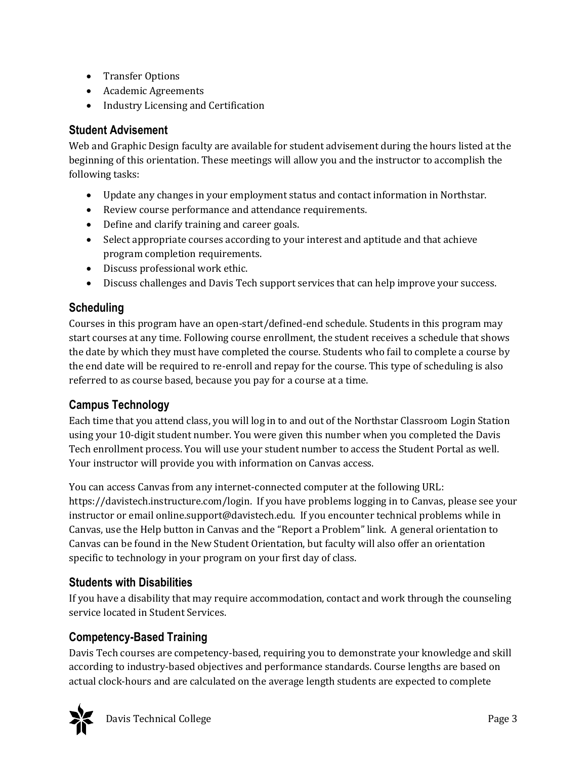- Transfer Options
- Academic Agreements
- Industry Licensing and Certification

## Student Advisement

Web and Graphic Design faculty are available for student advisement during the hours listed at the beginning of this orientation. These meetings will allow you and the instructor to accomplish the following tasks:

- Update any changes in your employment status and contact information in Northstar.
- Review course performance and attendance requirements.
- Define and clarify training and career goals.
- Select appropriate courses according to your interest and aptitude and that achieve program completion requirements.
- Discuss professional work ethic.
- Discuss challenges and Davis Tech support services that can help improve your success.

## Scheduling

Courses in this program have an open-start/defined-end schedule. Students in this program may start courses at any time. Following course enrollment, the student receives a schedule that shows the date by which they must have completed the course. Students who fail to complete a course by the end date will be required to re-enroll and repay for the course. This type of scheduling is also referred to as course based, because you pay for a course at a time.

## Campus Technology

Each time that you attend class, you will log in to and out of the Northstar Classroom Login Station using your 10-digit student number. You were given this number when you completed the Davis Tech enrollment process. You will use your student number to access the Student Portal as well. Your instructor will provide you with information on Canvas access.

You can access Canvas from any internet-connected computer at the following URL: https://davistech.instructure.com/login. If you have problems logging in to Canvas, please see your instructor or email online.support@davistech.edu. If you encounter technical problems while in Canvas, use the Help button in Canvas and the "Report a Problem" link. A general orientation to Canvas can be found in the New Student Orientation, but faculty will also offer an orientation specific to technology in your program on your first day of class.

## Students with Disabilities

If you have a disability that may require accommodation, contact and work through the counseling service located in Student Services.

## Competency-Based Training

Davis Tech courses are competency-based, requiring you to demonstrate your knowledge and skill according to industry-based objectives and performance standards. Course lengths are based on actual clock-hours and are calculated on the average length students are expected to complete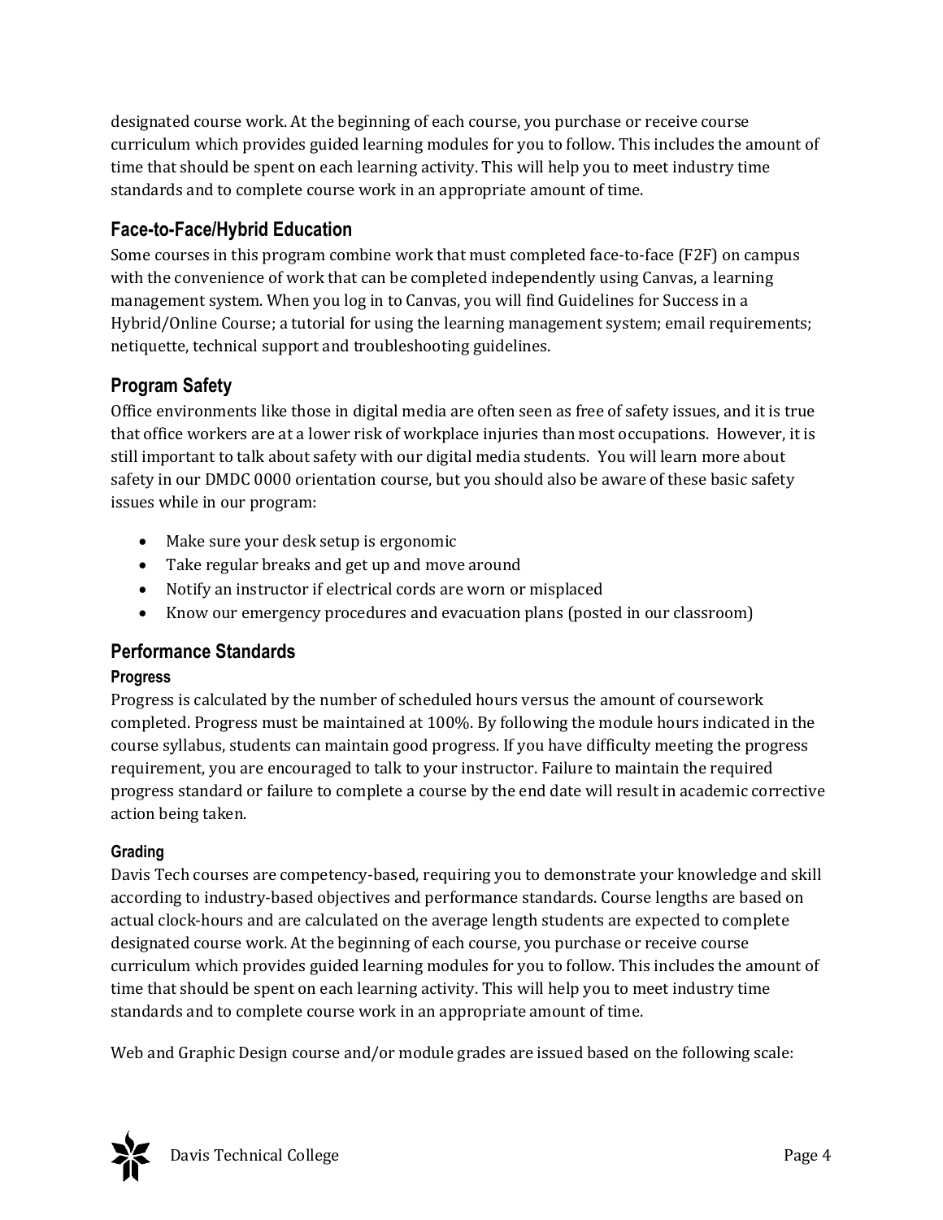designated course work. At the beginning of each course, you purchase or receive course curriculum which provides guided learning modules for you to follow. This includes the amount of time that should be spent on each learning activity. This will help you to meet industry time standards and to complete course work in an appropriate amount of time.

## Face-to-Face/Hybrid Education

Some courses in this program combine work that must completed face-to-face (F2F) on campus with the convenience of work that can be completed independently using Canvas, a learning management system. When you log in to Canvas, you will find Guidelines for Success in a Hybrid/Online Course; a tutorial for using the learning management system; email requirements; netiquette, technical support and troubleshooting guidelines.

## Program Safety

Office environments like those in digital media are often seen as free of safety issues, and it is true that office workers are at a lower risk of workplace injuries than most occupations. However, it is still important to talk about safety with our digital media students. You will learn more about safety in our DMDC 0000 orientation course, but you should also be aware of these basic safety issues while in our program:

- Make sure your desk setup is ergonomic
- Take regular breaks and get up and move around
- Notify an instructor if electrical cords are worn or misplaced
- Know our emergency procedures and evacuation plans (posted in our classroom)

## Performance Standards

### Progress

Progress is calculated by the number of scheduled hours versus the amount of coursework completed. Progress must be maintained at 100%. By following the module hours indicated in the course syllabus, students can maintain good progress. If you have difficulty meeting the progress requirement, you are encouraged to talk to your instructor. Failure to maintain the required progress standard or failure to complete a course by the end date will result in academic corrective action being taken.

### Grading

Davis Tech courses are competency-based, requiring you to demonstrate your knowledge and skill according to industry-based objectives and performance standards. Course lengths are based on actual clock-hours and are calculated on the average length students are expected to complete designated course work. At the beginning of each course, you purchase or receive course curriculum which provides guided learning modules for you to follow. This includes the amount of time that should be spent on each learning activity. This will help you to meet industry time standards and to complete course work in an appropriate amount of time.

Web and Graphic Design course and/or module grades are issued based on the following scale: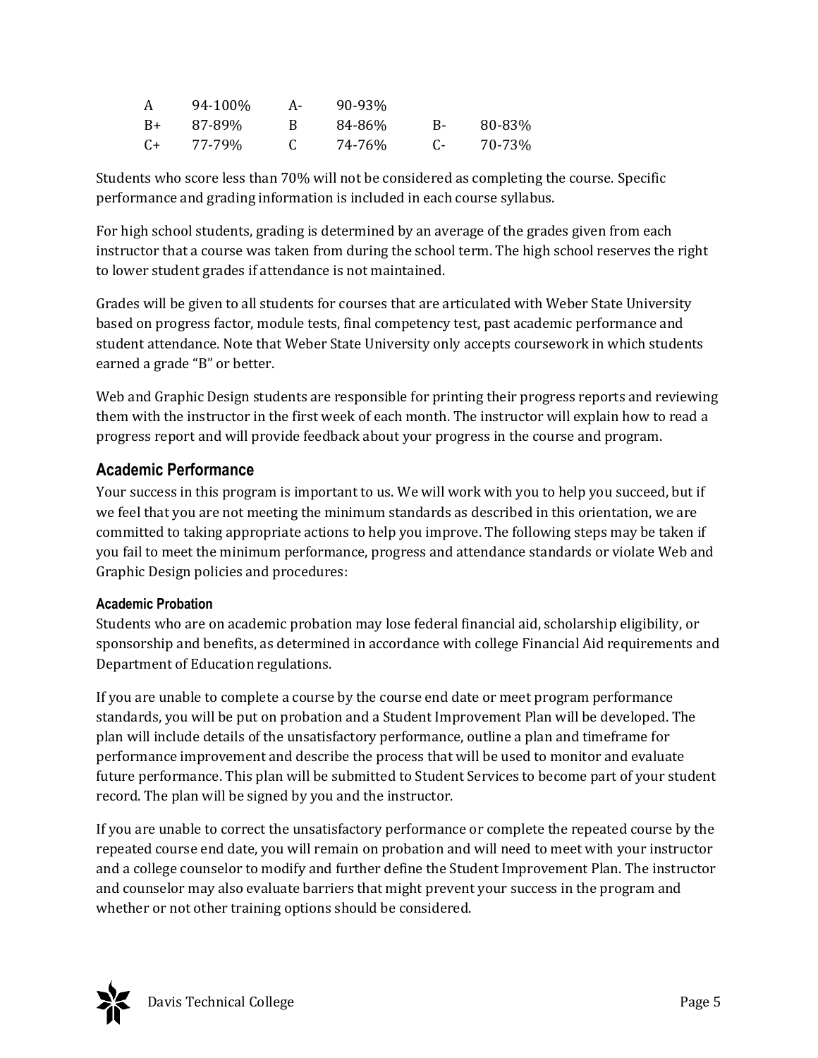| | | | | | |
|---|---|---|---|---|---|
| A | 94-100% | A- | 90-93% | | |
| B+ | 87-89% | B | 84-86% | B- | 80-83% |
| C+ | 77-79% | C | 74-76% | C- | 70-73% |

Students who score less than 70% will not be considered as completing the course. Specific performance and grading information is included in each course syllabus.

For high school students, grading is determined by an average of the grades given from each instructor that a course was taken from during the school term. The high school reserves the right to lower student grades if attendance is not maintained.

Grades will be given to all students for courses that are articulated with Weber State University based on progress factor, module tests, final competency test, past academic performance and student attendance. Note that Weber State University only accepts coursework in which students earned a grade "B" or better.

Web and Graphic Design students are responsible for printing their progress reports and reviewing them with the instructor in the first week of each month. The instructor will explain how to read a progress report and will provide feedback about your progress in the course and program.

## Academic Performance

Your success in this program is important to us. We will work with you to help you succeed, but if we feel that you are not meeting the minimum standards as described in this orientation, we are committed to taking appropriate actions to help you improve. The following steps may be taken if you fail to meet the minimum performance, progress and attendance standards or violate Web and Graphic Design policies and procedures:

### Academic Probation

Students who are on academic probation may lose federal financial aid, scholarship eligibility, or sponsorship and benefits, as determined in accordance with college Financial Aid requirements and Department of Education regulations.

If you are unable to complete a course by the course end date or meet program performance standards, you will be put on probation and a Student Improvement Plan will be developed. The plan will include details of the unsatisfactory performance, outline a plan and timeframe for performance improvement and describe the process that will be used to monitor and evaluate future performance. This plan will be submitted to Student Services to become part of your student record. The plan will be signed by you and the instructor.

If you are unable to correct the unsatisfactory performance or complete the repeated course by the repeated course end date, you will remain on probation and will need to meet with your instructor and a college counselor to modify and further define the Student Improvement Plan. The instructor and counselor may also evaluate barriers that might prevent your success in the program and whether or not other training options should be considered.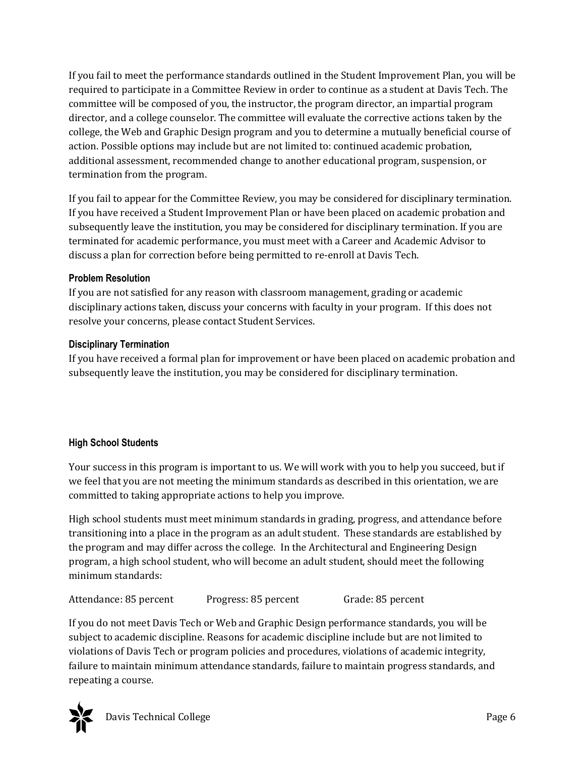If you fail to meet the performance standards outlined in the Student Improvement Plan, you will be required to participate in a Committee Review in order to continue as a student at Davis Tech. The committee will be composed of you, the instructor, the program director, an impartial program director, and a college counselor. The committee will evaluate the corrective actions taken by the college, the Web and Graphic Design program and you to determine a mutually beneficial course of action. Possible options may include but are not limited to: continued academic probation, additional assessment, recommended change to another educational program, suspension, or termination from the program.

If you fail to appear for the Committee Review, you may be considered for disciplinary termination. If you have received a Student Improvement Plan or have been placed on academic probation and subsequently leave the institution, you may be considered for disciplinary termination. If you are terminated for academic performance, you must meet with a Career and Academic Advisor to discuss a plan for correction before being permitted to re-enroll at Davis Tech.

### Problem Resolution

If you are not satisfied for any reason with classroom management, grading or academic disciplinary actions taken, discuss your concerns with faculty in your program. If this does not resolve your concerns, please contact Student Services.

### Disciplinary Termination

If you have received a formal plan for improvement or have been placed on academic probation and subsequently leave the institution, you may be considered for disciplinary termination.

### High School Students

Your success in this program is important to us. We will work with you to help you succeed, but if we feel that you are not meeting the minimum standards as described in this orientation, we are committed to taking appropriate actions to help you improve.

High school students must meet minimum standards in grading, progress, and attendance before transitioning into a place in the program as an adult student. These standards are established by the program and may differ across the college. In the Architectural and Engineering Design program, a high school student, who will become an adult student, should meet the following minimum standards:

Attendance: 85 percent    Progress: 85 percent    Grade: 85 percent

If you do not meet Davis Tech or Web and Graphic Design performance standards, you will be subject to academic discipline. Reasons for academic discipline include but are not limited to violations of Davis Tech or program policies and procedures, violations of academic integrity, failure to maintain minimum attendance standards, failure to maintain progress standards, and repeating a course.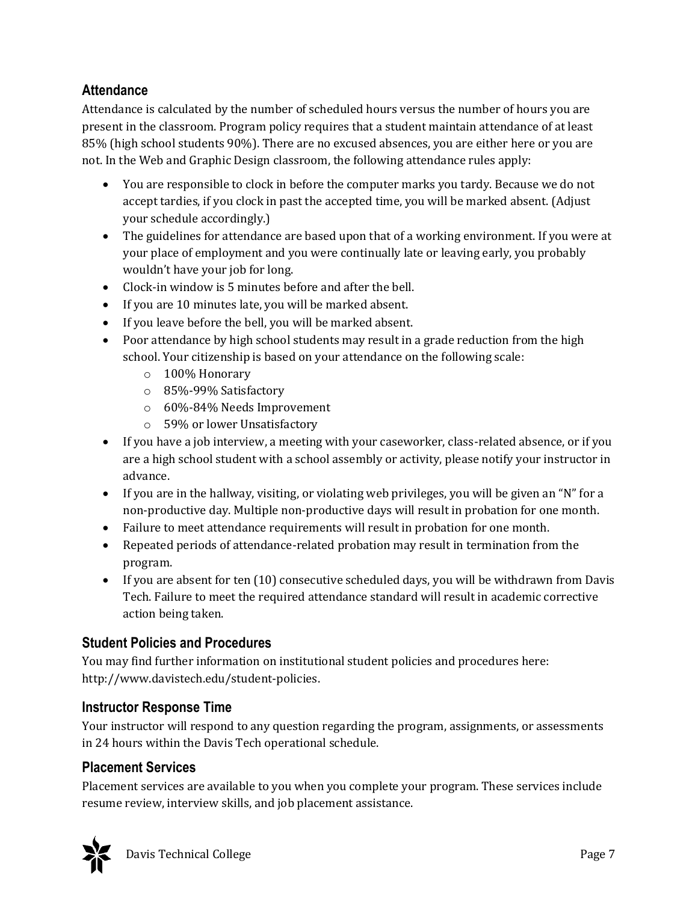## Attendance

Attendance is calculated by the number of scheduled hours versus the number of hours you are present in the classroom. Program policy requires that a student maintain attendance of at least 85% (high school students 90%). There are no excused absences, you are either here or you are not. In the Web and Graphic Design classroom, the following attendance rules apply:

- You are responsible to clock in before the computer marks you tardy. Because we do not accept tardies, if you clock in past the accepted time, you will be marked absent. (Adjust your schedule accordingly.)
- The guidelines for attendance are based upon that of a working environment. If you were at your place of employment and you were continually late or leaving early, you probably wouldn't have your job for long.
- Clock-in window is 5 minutes before and after the bell.
- If you are 10 minutes late, you will be marked absent.
- If you leave before the bell, you will be marked absent.
- Poor attendance by high school students may result in a grade reduction from the high school. Your citizenship is based on your attendance on the following scale:
  - 100% Honorary
  - 85%-99% Satisfactory
  - 60%-84% Needs Improvement
  - 59% or lower Unsatisfactory
- If you have a job interview, a meeting with your caseworker, class-related absence, or if you are a high school student with a school assembly or activity, please notify your instructor in advance.
- If you are in the hallway, visiting, or violating web privileges, you will be given an "N" for a non-productive day. Multiple non-productive days will result in probation for one month.
- Failure to meet attendance requirements will result in probation for one month.
- Repeated periods of attendance-related probation may result in termination from the program.
- If you are absent for ten (10) consecutive scheduled days, you will be withdrawn from Davis Tech. Failure to meet the required attendance standard will result in academic corrective action being taken.

## Student Policies and Procedures

You may find further information on institutional student policies and procedures here: http://www.davistech.edu/student-policies.

## Instructor Response Time

Your instructor will respond to any question regarding the program, assignments, or assessments in 24 hours within the Davis Tech operational schedule.

## Placement Services

Placement services are available to you when you complete your program. These services include resume review, interview skills, and job placement assistance.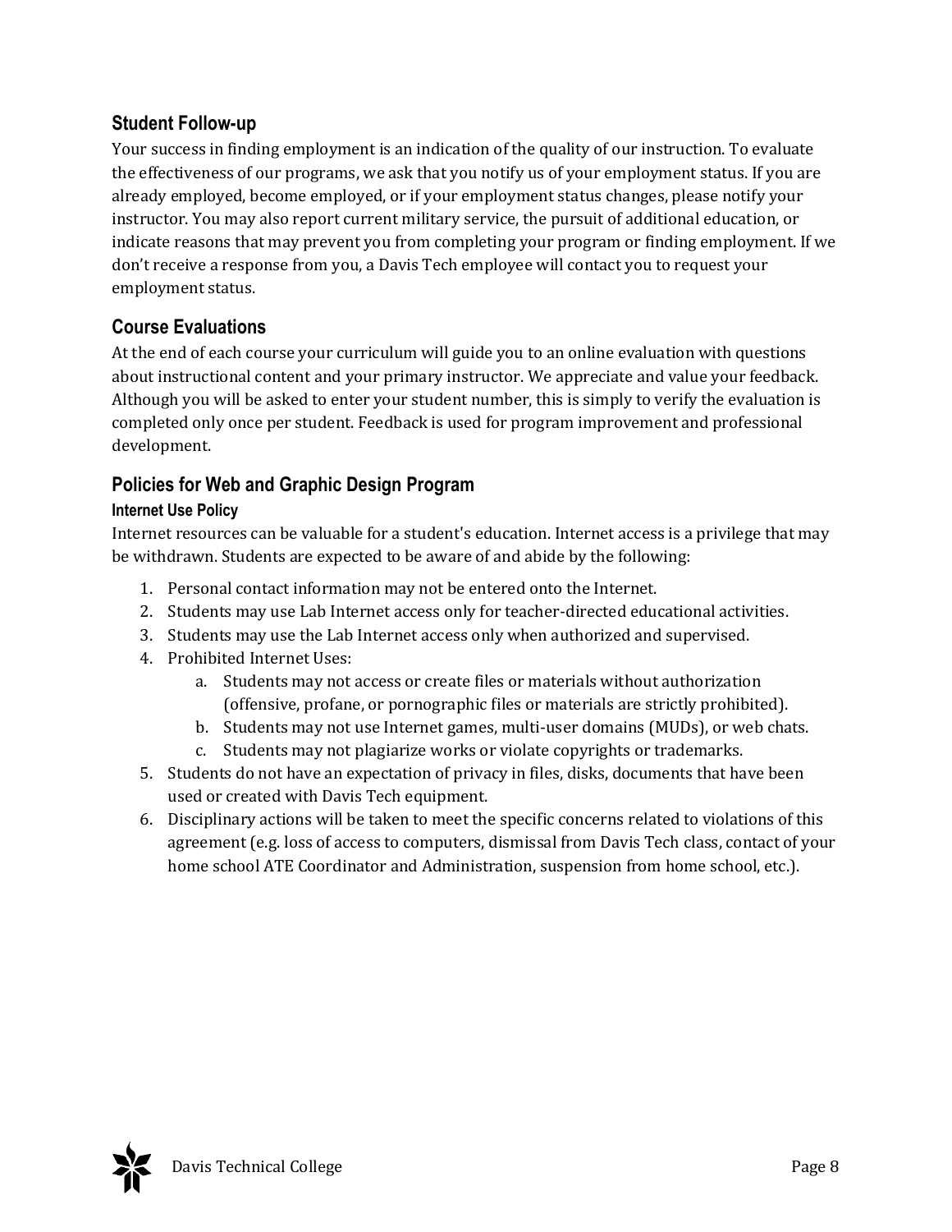## Student Follow-up

Your success in finding employment is an indication of the quality of our instruction. To evaluate the effectiveness of our programs, we ask that you notify us of your employment status. If you are already employed, become employed, or if your employment status changes, please notify your instructor. You may also report current military service, the pursuit of additional education, or indicate reasons that may prevent you from completing your program or finding employment. If we don't receive a response from you, a Davis Tech employee will contact you to request your employment status.

## Course Evaluations

At the end of each course your curriculum will guide you to an online evaluation with questions about instructional content and your primary instructor. We appreciate and value your feedback. Although you will be asked to enter your student number, this is simply to verify the evaluation is completed only once per student. Feedback is used for program improvement and professional development.

## Policies for Web and Graphic Design Program

### Internet Use Policy

Internet resources can be valuable for a student's education. Internet access is a privilege that may be withdrawn. Students are expected to be aware of and abide by the following:

1. Personal contact information may not be entered onto the Internet.
2. Students may use Lab Internet access only for teacher-directed educational activities.
3. Students may use the Lab Internet access only when authorized and supervised.
4. Prohibited Internet Uses:
   a. Students may not access or create files or materials without authorization (offensive, profane, or pornographic files or materials are strictly prohibited).
   b. Students may not use Internet games, multi-user domains (MUDs), or web chats.
   c. Students may not plagiarize works or violate copyrights or trademarks.
5. Students do not have an expectation of privacy in files, disks, documents that have been used or created with Davis Tech equipment.
6. Disciplinary actions will be taken to meet the specific concerns related to violations of this agreement (e.g. loss of access to computers, dismissal from Davis Tech class, contact of your home school ATE Coordinator and Administration, suspension from home school, etc.).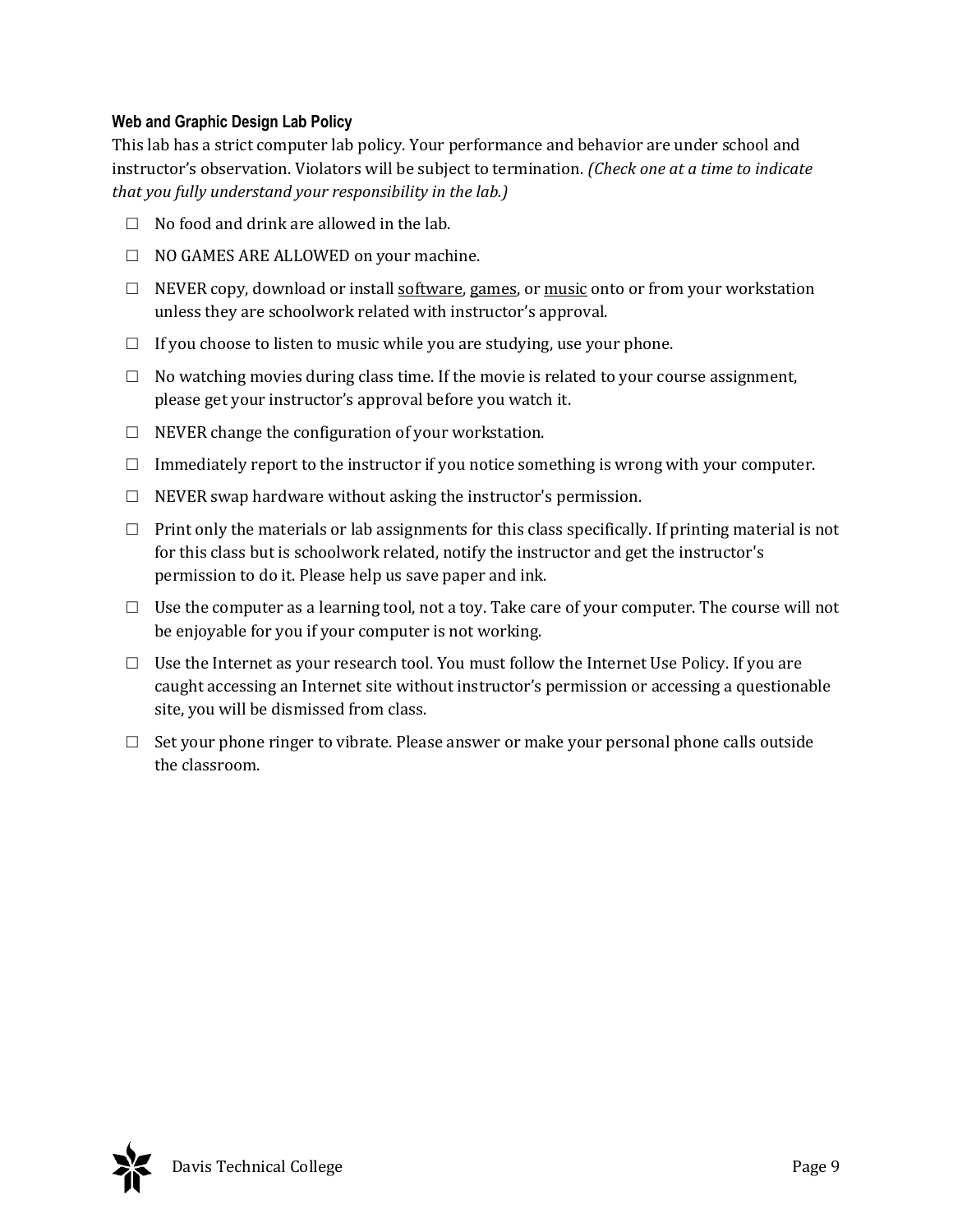### Web and Graphic Design Lab Policy

This lab has a strict computer lab policy. Your performance and behavior are under school and instructor's observation. Violators will be subject to termination. *(Check one at a time to indicate that you fully understand your responsibility in the lab.)*

- ☐ No food and drink are allowed in the lab.
- ☐ NO GAMES ARE ALLOWED on your machine.
- ☐ NEVER copy, download or install <u>software</u>, <u>games</u>, or <u>music</u> onto or from your workstation unless they are schoolwork related with instructor's approval.
- ☐ If you choose to listen to music while you are studying, use your phone.
- ☐ No watching movies during class time. If the movie is related to your course assignment, please get your instructor's approval before you watch it.
- ☐ NEVER change the configuration of your workstation.
- ☐ Immediately report to the instructor if you notice something is wrong with your computer.
- ☐ NEVER swap hardware without asking the instructor's permission.
- ☐ Print only the materials or lab assignments for this class specifically. If printing material is not for this class but is schoolwork related, notify the instructor and get the instructor's permission to do it. Please help us save paper and ink.
- ☐ Use the computer as a learning tool, not a toy. Take care of your computer. The course will not be enjoyable for you if your computer is not working.
- ☐ Use the Internet as your research tool. You must follow the Internet Use Policy. If you are caught accessing an Internet site without instructor's permission or accessing a questionable site, you will be dismissed from class.
- ☐ Set your phone ringer to vibrate. Please answer or make your personal phone calls outside the classroom.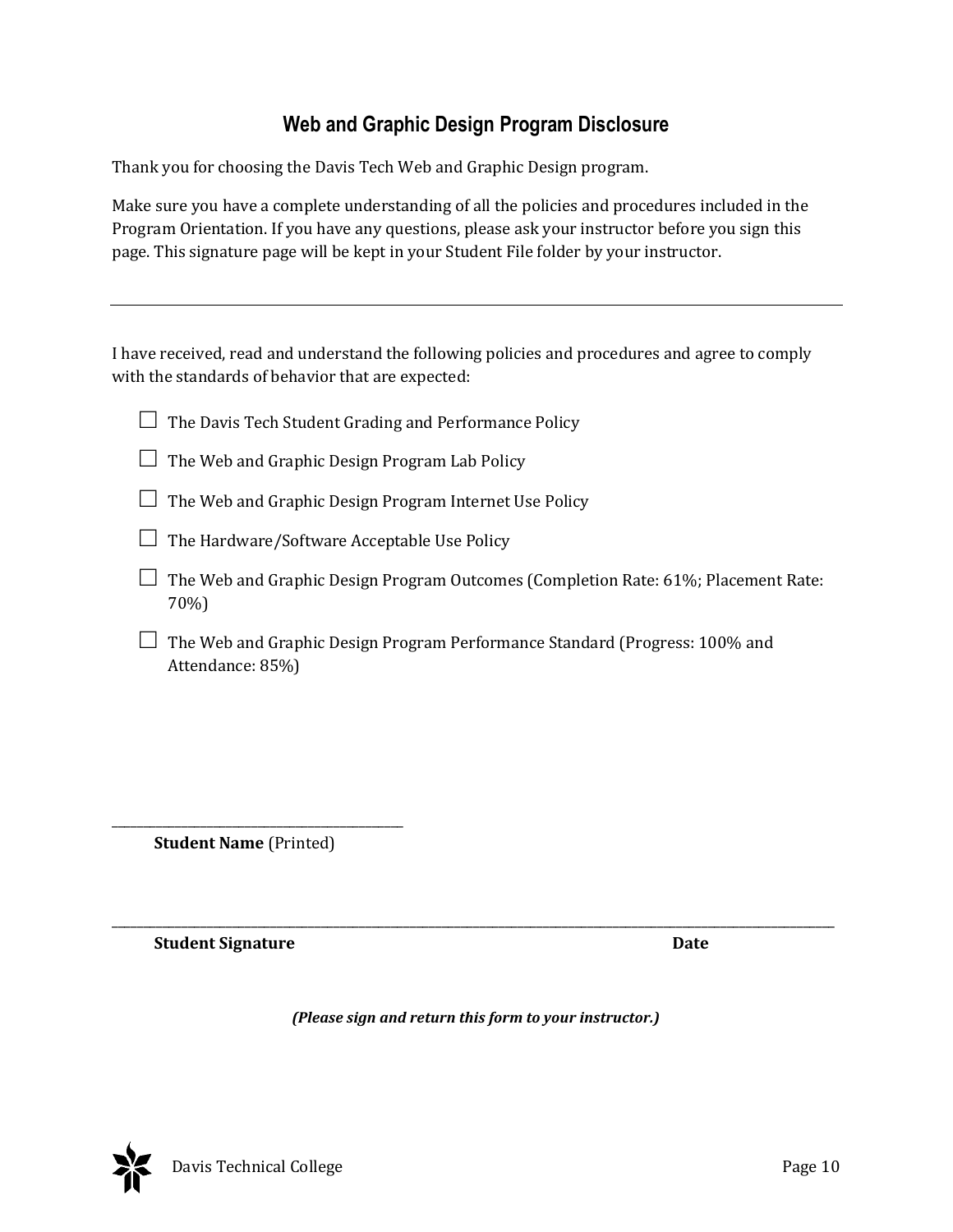## Web and Graphic Design Program Disclosure

Thank you for choosing the Davis Tech Web and Graphic Design program.

Make sure you have a complete understanding of all the policies and procedures included in the Program Orientation. If you have any questions, please ask your instructor before you sign this page. This signature page will be kept in your Student File folder by your instructor.

---

I have received, read and understand the following policies and procedures and agree to comply with the standards of behavior that are expected:

- ☐ The Davis Tech Student Grading and Performance Policy
- ☐ The Web and Graphic Design Program Lab Policy
- ☐ The Web and Graphic Design Program Internet Use Policy
- ☐ The Hardware/Software Acceptable Use Policy
- ☐ The Web and Graphic Design Program Outcomes (Completion Rate: 61%; Placement Rate: 70%)
- ☐ The Web and Graphic Design Program Performance Standard (Progress: 100% and Attendance: 85%)

\_\_\_\_\_\_\_\_\_\_\_\_\_\_\_\_\_\_\_\_\_\_\_\_\_\_\_\_\_\_\_\_\_\_\_\_\_\_\_\_

**Student Name** (Printed)

\_\_\_\_\_\_\_\_\_\_\_\_\_\_\_\_\_\_\_\_\_\_\_\_\_\_\_\_\_\_\_\_\_\_\_\_\_\_\_\_\_\_\_\_\_\_\_\_\_\_\_\_\_\_\_\_\_\_\_\_\_\_\_\_\_\_\_\_\_\_\_\_\_\_\_\_\_\_\_\_\_\_\_\_\_\_\_\_\_\_\_\_\_\_\_\_\_\_

**Student Signature** **Date**

***(Please sign and return this form to your instructor.)***